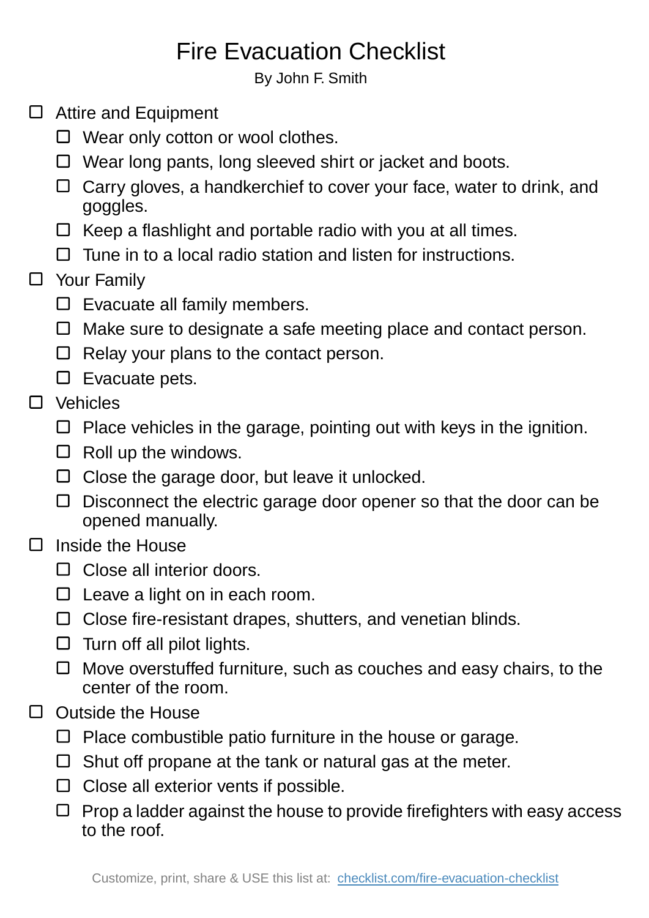# Fire Evacuation Checklist

By John F. Smith

- [ ] Attire and Equipment
  - [ ] Wear only cotton or wool clothes.
  - [ ] Wear long pants, long sleeved shirt or jacket and boots.
  - [ ] Carry gloves, a handkerchief to cover your face, water to drink, and goggles.
  - [ ] Keep a flashlight and portable radio with you at all times.
  - [ ] Tune in to a local radio station and listen for instructions.
- [ ] Your Family
  - [ ] Evacuate all family members.
  - [ ] Make sure to designate a safe meeting place and contact person.
  - [ ] Relay your plans to the contact person.
  - [ ] Evacuate pets.
- [ ] Vehicles
  - [ ] Place vehicles in the garage, pointing out with keys in the ignition.
  - [ ] Roll up the windows.
  - [ ] Close the garage door, but leave it unlocked.
  - [ ] Disconnect the electric garage door opener so that the door can be opened manually.
- [ ] Inside the House
  - [ ] Close all interior doors.
  - [ ] Leave a light on in each room.
  - [ ] Close fire-resistant drapes, shutters, and venetian blinds.
  - [ ] Turn off all pilot lights.
  - [ ] Move overstuffed furniture, such as couches and easy chairs, to the center of the room.
- [ ] Outside the House
  - [ ] Place combustible patio furniture in the house or garage.
  - [ ] Shut off propane at the tank or natural gas at the meter.
  - [ ] Close all exterior vents if possible.
  - [ ] Prop a ladder against the house to provide firefighters with easy access to the roof.

Customize, print, share & USE this list at: [checklist.com/fire-evacuation-checklist](https://checklist.com/fire-evacuation-checklist)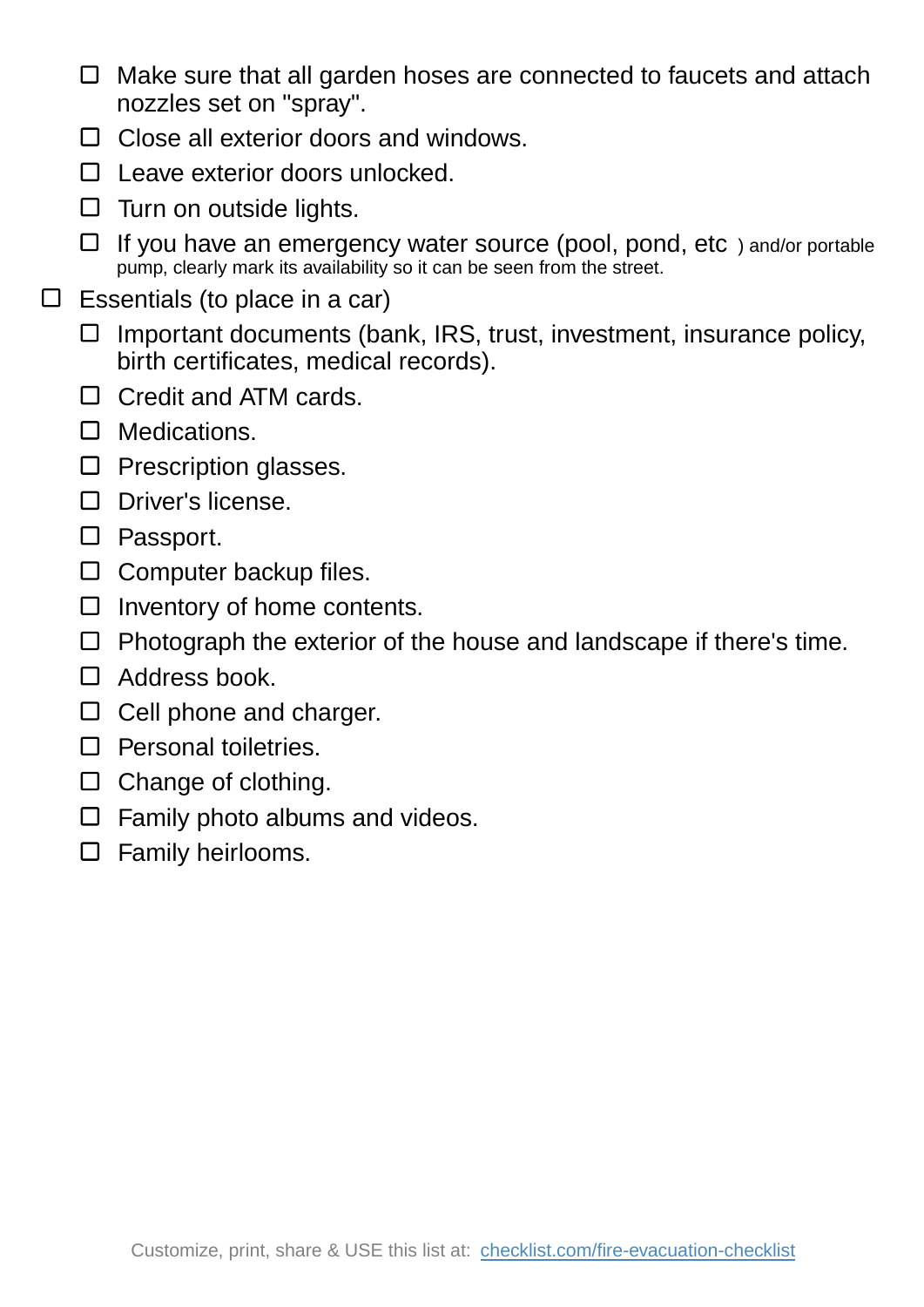- [ ] Make sure that all garden hoses are connected to faucets and attach nozzles set on "spray".
- [ ] Close all exterior doors and windows.
- [ ] Leave exterior doors unlocked.
- [ ] Turn on outside lights.
- [ ] If you have an emergency water source (pool, pond, etc ) and/or portable pump, clearly mark its availability so it can be seen from the street.

- [ ] Essentials (to place in a car)
  - [ ] Important documents (bank, IRS, trust, investment, insurance policy, birth certificates, medical records).
  - [ ] Credit and ATM cards.
  - [ ] Medications.
  - [ ] Prescription glasses.
  - [ ] Driver's license.
  - [ ] Passport.
  - [ ] Computer backup files.
  - [ ] Inventory of home contents.
  - [ ] Photograph the exterior of the house and landscape if there's time.
  - [ ] Address book.
  - [ ] Cell phone and charger.
  - [ ] Personal toiletries.
  - [ ] Change of clothing.
  - [ ] Family photo albums and videos.
  - [ ] Family heirlooms.

Customize, print, share & USE this list at: [checklist.com/fire-evacuation-checklist](https://checklist.com/fire-evacuation-checklist)